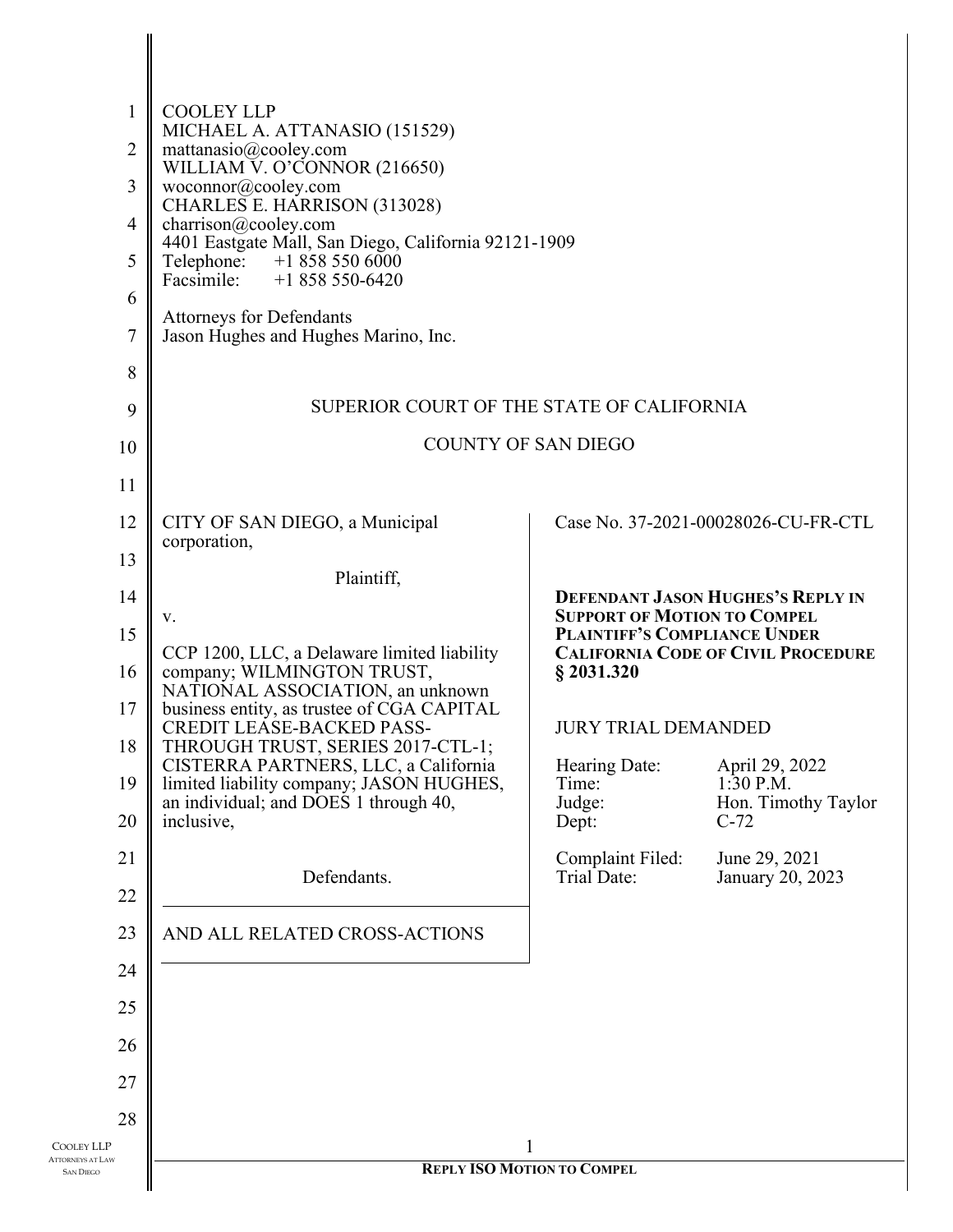COOLEY LLP
MICHAEL A. ATTANASIO (151529)
mattanasio@cooley.com
WILLIAM V. O'CONNOR (216650)
woconnor@cooley.com
CHARLES E. HARRISON (313028)
charrison@cooley.com
4401 Eastgate Mall, San Diego, California 92121-1909
Telephone: +1 858 550 6000
Facsimile: +1 858 550-6420

Attorneys for Defendants
Jason Hughes and Hughes Marino, Inc.

SUPERIOR COURT OF THE STATE OF CALIFORNIA

COUNTY OF SAN DIEGO

CITY OF SAN DIEGO, a Municipal corporation,

Plaintiff,

v.

CCP 1200, LLC, a Delaware limited liability company; WILMINGTON TRUST, NATIONAL ASSOCIATION, an unknown business entity, as trustee of CGA CAPITAL CREDIT LEASE-BACKED PASS-THROUGH TRUST, SERIES 2017-CTL-1; CISTERRA PARTNERS, LLC, a California limited liability company; JASON HUGHES, an individual; and DOES 1 through 40, inclusive,

Defendants.

AND ALL RELATED CROSS-ACTIONS

Case No. 37-2021-00028026-CU-FR-CTL

**DEFENDANT JASON HUGHES'S REPLY IN SUPPORT OF MOTION TO COMPEL PLAINTIFF'S COMPLIANCE UNDER CALIFORNIA CODE OF CIVIL PROCEDURE § 2031.320**

JURY TRIAL DEMANDED

| | |
|---|---|
| Hearing Date: | April 29, 2022 |
| Time: | 1:30 P.M. |
| Judge: | Hon. Timothy Taylor |
| Dept: | C-72 |
| Complaint Filed: | June 29, 2021 |
| Trial Date: | January 20, 2023 |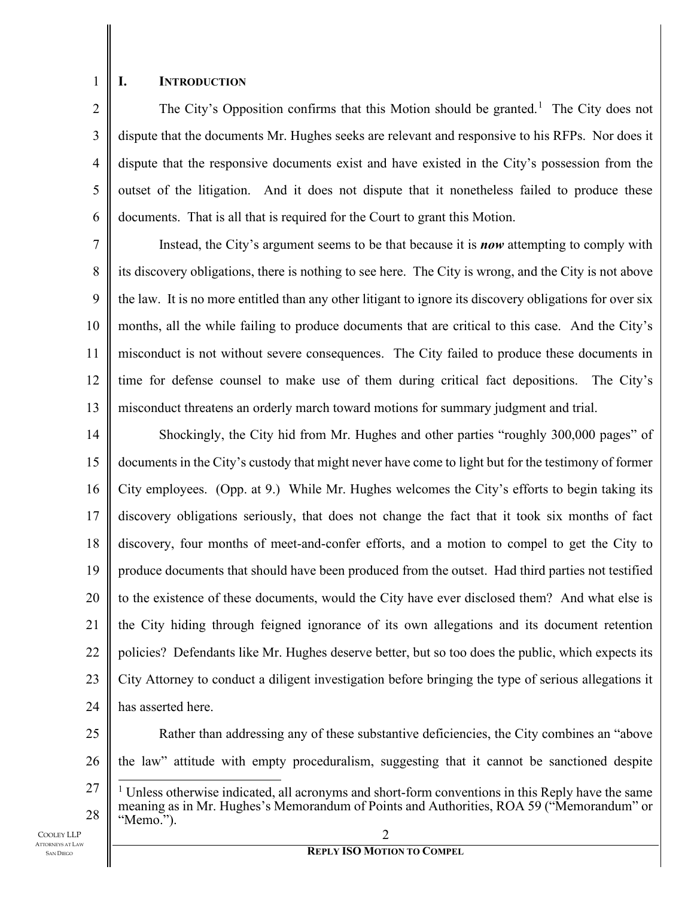## I. INTRODUCTION

The City's Opposition confirms that this Motion should be granted.[1] The City does not dispute that the documents Mr. Hughes seeks are relevant and responsive to his RFPs. Nor does it dispute that the responsive documents exist and have existed in the City's possession from the outset of the litigation. And it does not dispute that it nonetheless failed to produce these documents. That is all that is required for the Court to grant this Motion.

Instead, the City's argument seems to be that because it is ***now*** attempting to comply with its discovery obligations, there is nothing to see here. The City is wrong, and the City is not above the law. It is no more entitled than any other litigant to ignore its discovery obligations for over six months, all the while failing to produce documents that are critical to this case. And the City's misconduct is not without severe consequences. The City failed to produce these documents in time for defense counsel to make use of them during critical fact depositions. The City's misconduct threatens an orderly march toward motions for summary judgment and trial.

Shockingly, the City hid from Mr. Hughes and other parties "roughly 300,000 pages" of documents in the City's custody that might never have come to light but for the testimony of former City employees. (Opp. at 9.) While Mr. Hughes welcomes the City's efforts to begin taking its discovery obligations seriously, that does not change the fact that it took six months of fact discovery, four months of meet-and-confer efforts, and a motion to compel to get the City to produce documents that should have been produced from the outset. Had third parties not testified to the existence of these documents, would the City have ever disclosed them? And what else is the City hiding through feigned ignorance of its own allegations and its document retention policies? Defendants like Mr. Hughes deserve better, but so too does the public, which expects its City Attorney to conduct a diligent investigation before bringing the type of serious allegations it has asserted here.

Rather than addressing any of these substantive deficiencies, the City combines an "above the law" attitude with empty proceduralism, suggesting that it cannot be sanctioned despite

[1] Unless otherwise indicated, all acronyms and short-form conventions in this Reply have the same meaning as in Mr. Hughes's Memorandum of Points and Authorities, ROA 59 ("Memorandum" or "Memo.").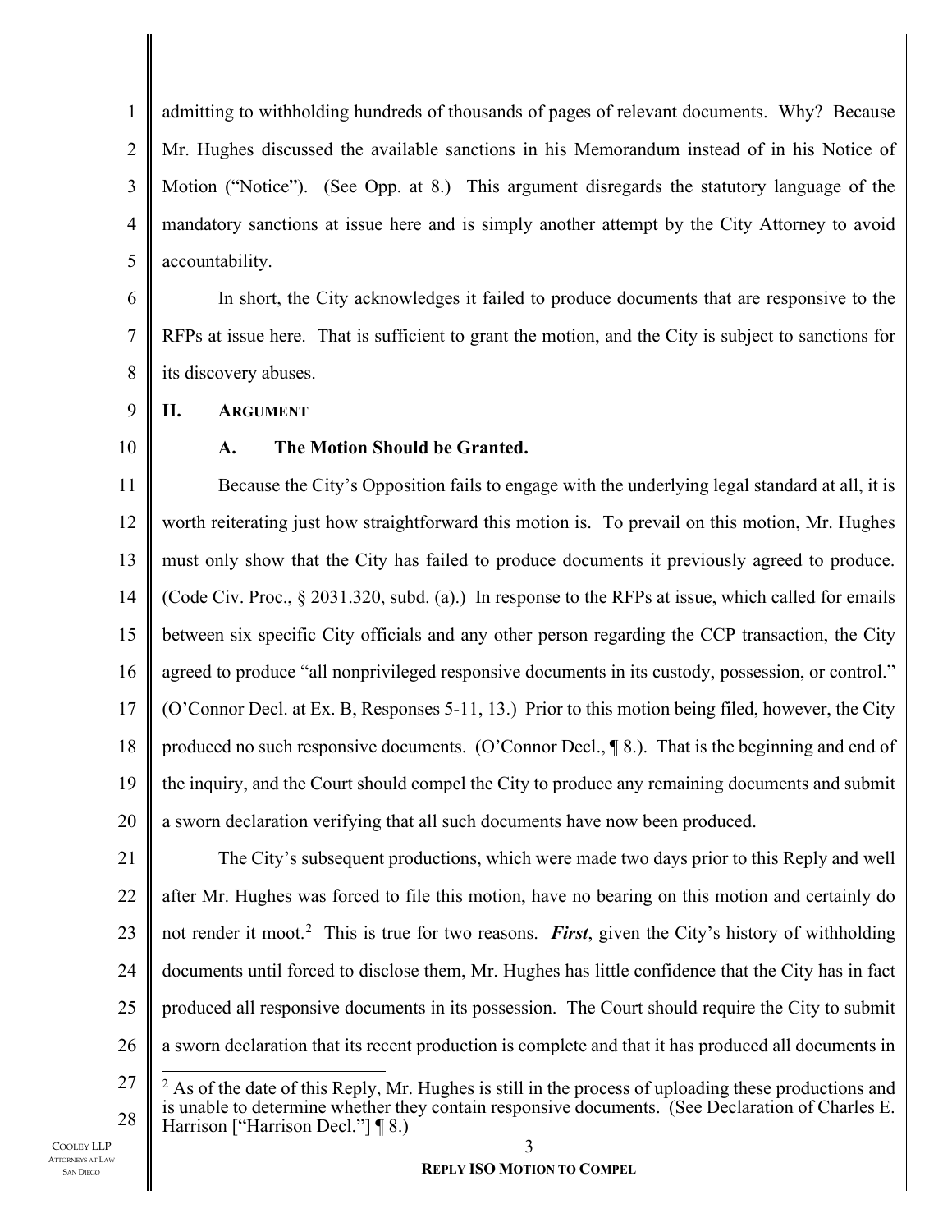admitting to withholding hundreds of thousands of pages of relevant documents. Why? Because Mr. Hughes discussed the available sanctions in his Memorandum instead of in his Notice of Motion ("Notice"). (See Opp. at 8.) This argument disregards the statutory language of the mandatory sanctions at issue here and is simply another attempt by the City Attorney to avoid accountability.

In short, the City acknowledges it failed to produce documents that are responsive to the RFPs at issue here. That is sufficient to grant the motion, and the City is subject to sanctions for its discovery abuses.

## II. ARGUMENT

### A. The Motion Should be Granted.

Because the City's Opposition fails to engage with the underlying legal standard at all, it is worth reiterating just how straightforward this motion is. To prevail on this motion, Mr. Hughes must only show that the City has failed to produce documents it previously agreed to produce. (Code Civ. Proc., § 2031.320, subd. (a).) In response to the RFPs at issue, which called for emails between six specific City officials and any other person regarding the CCP transaction, the City agreed to produce "all nonprivileged responsive documents in its custody, possession, or control." (O'Connor Decl. at Ex. B, Responses 5-11, 13.) Prior to this motion being filed, however, the City produced no such responsive documents. (O'Connor Decl., ¶ 8.). That is the beginning and end of the inquiry, and the Court should compel the City to produce any remaining documents and submit a sworn declaration verifying that all such documents have now been produced.

The City's subsequent productions, which were made two days prior to this Reply and well after Mr. Hughes was forced to file this motion, have no bearing on this motion and certainly do not render it moot.[2] This is true for two reasons. ***First***, given the City's history of withholding documents until forced to disclose them, Mr. Hughes has little confidence that the City has in fact produced all responsive documents in its possession. The Court should require the City to submit a sworn declaration that its recent production is complete and that it has produced all documents in

[2] As of the date of this Reply, Mr. Hughes is still in the process of uploading these productions and is unable to determine whether they contain responsive documents. (See Declaration of Charles E. Harrison ["Harrison Decl."] ¶ 8.)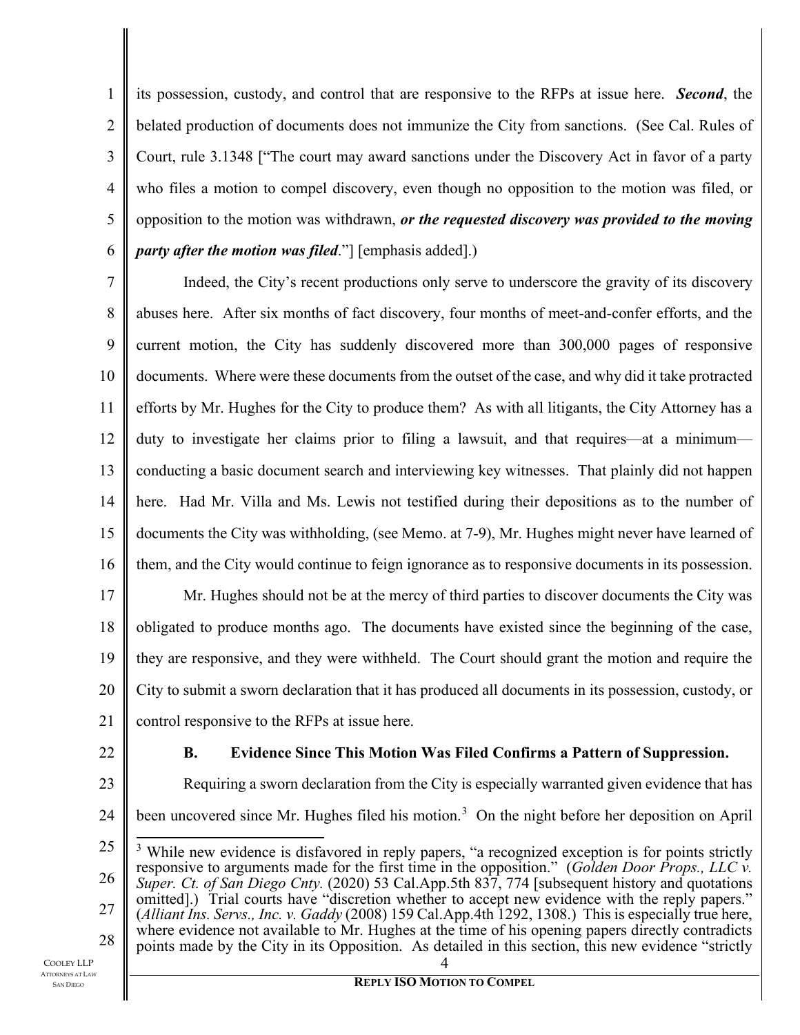its possession, custody, and control that are responsive to the RFPs at issue here. ***Second***, the belated production of documents does not immunize the City from sanctions. (See Cal. Rules of Court, rule 3.1348 ["The court may award sanctions under the Discovery Act in favor of a party who files a motion to compel discovery, even though no opposition to the motion was filed, or opposition to the motion was withdrawn, ***or the requested discovery was provided to the moving party after the motion was filed***."] [emphasis added].)

Indeed, the City's recent productions only serve to underscore the gravity of its discovery abuses here. After six months of fact discovery, four months of meet-and-confer efforts, and the current motion, the City has suddenly discovered more than 300,000 pages of responsive documents. Where were these documents from the outset of the case, and why did it take protracted efforts by Mr. Hughes for the City to produce them? As with all litigants, the City Attorney has a duty to investigate her claims prior to filing a lawsuit, and that requires—at a minimum—conducting a basic document search and interviewing key witnesses. That plainly did not happen here. Had Mr. Villa and Ms. Lewis not testified during their depositions as to the number of documents the City was withholding, (see Memo. at 7-9), Mr. Hughes might never have learned of them, and the City would continue to feign ignorance as to responsive documents in its possession.

Mr. Hughes should not be at the mercy of third parties to discover documents the City was obligated to produce months ago. The documents have existed since the beginning of the case, they are responsive, and they were withheld. The Court should grant the motion and require the City to submit a sworn declaration that it has produced all documents in its possession, custody, or control responsive to the RFPs at issue here.

### B. Evidence Since This Motion Was Filed Confirms a Pattern of Suppression.

Requiring a sworn declaration from the City is especially warranted given evidence that has been uncovered since Mr. Hughes filed his motion.[3] On the night before her deposition on April

[3] While new evidence is disfavored in reply papers, "a recognized exception is for points strictly responsive to arguments made for the first time in the opposition." (*Golden Door Props., LLC v. Super. Ct. of San Diego Cnty.* (2020) 53 Cal.App.5th 837, 774 [subsequent history and quotations omitted].) Trial courts have "discretion whether to accept new evidence with the reply papers." (*Alliant Ins. Servs., Inc. v. Gaddy* (2008) 159 Cal.App.4th 1292, 1308.) This is especially true here, where evidence not available to Mr. Hughes at the time of his opening papers directly contradicts points made by the City in its Opposition. As detailed in this section, this new evidence "strictly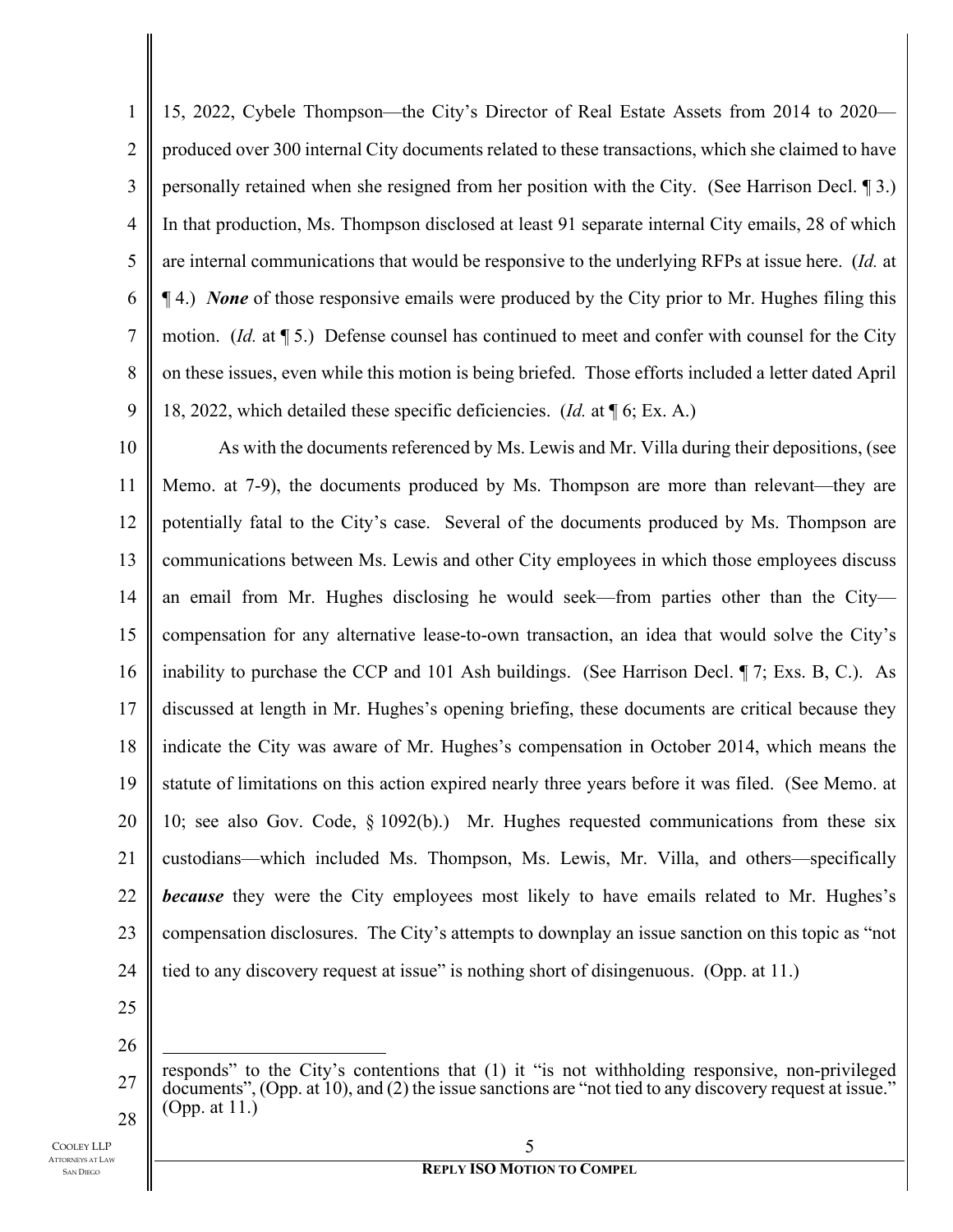15, 2022, Cybele Thompson—the City's Director of Real Estate Assets from 2014 to 2020—produced over 300 internal City documents related to these transactions, which she claimed to have personally retained when she resigned from her position with the City. (See Harrison Decl. ¶ 3.) In that production, Ms. Thompson disclosed at least 91 separate internal City emails, 28 of which are internal communications that would be responsive to the underlying RFPs at issue here. (*Id.* at ¶ 4.) ***None*** of those responsive emails were produced by the City prior to Mr. Hughes filing this motion. (*Id.* at ¶ 5.) Defense counsel has continued to meet and confer with counsel for the City on these issues, even while this motion is being briefed. Those efforts included a letter dated April 18, 2022, which detailed these specific deficiencies. (*Id.* at ¶ 6; Ex. A.)

As with the documents referenced by Ms. Lewis and Mr. Villa during their depositions, (see Memo. at 7-9), the documents produced by Ms. Thompson are more than relevant—they are potentially fatal to the City's case. Several of the documents produced by Ms. Thompson are communications between Ms. Lewis and other City employees in which those employees discuss an email from Mr. Hughes disclosing he would seek—from parties other than the City—compensation for any alternative lease-to-own transaction, an idea that would solve the City's inability to purchase the CCP and 101 Ash buildings. (See Harrison Decl. ¶ 7; Exs. B, C.). As discussed at length in Mr. Hughes's opening briefing, these documents are critical because they indicate the City was aware of Mr. Hughes's compensation in October 2014, which means the statute of limitations on this action expired nearly three years before it was filed. (See Memo. at 10; see also Gov. Code, § 1092(b).) Mr. Hughes requested communications from these six custodians—which included Ms. Thompson, Ms. Lewis, Mr. Villa, and others—specifically ***because*** they were the City employees most likely to have emails related to Mr. Hughes's compensation disclosures. The City's attempts to downplay an issue sanction on this topic as "not tied to any discovery request at issue" is nothing short of disingenuous. (Opp. at 11.)

---

responds" to the City's contentions that (1) it "is not withholding responsive, non-privileged documents", (Opp. at 10), and (2) the issue sanctions are "not tied to any discovery request at issue." (Opp. at 11.)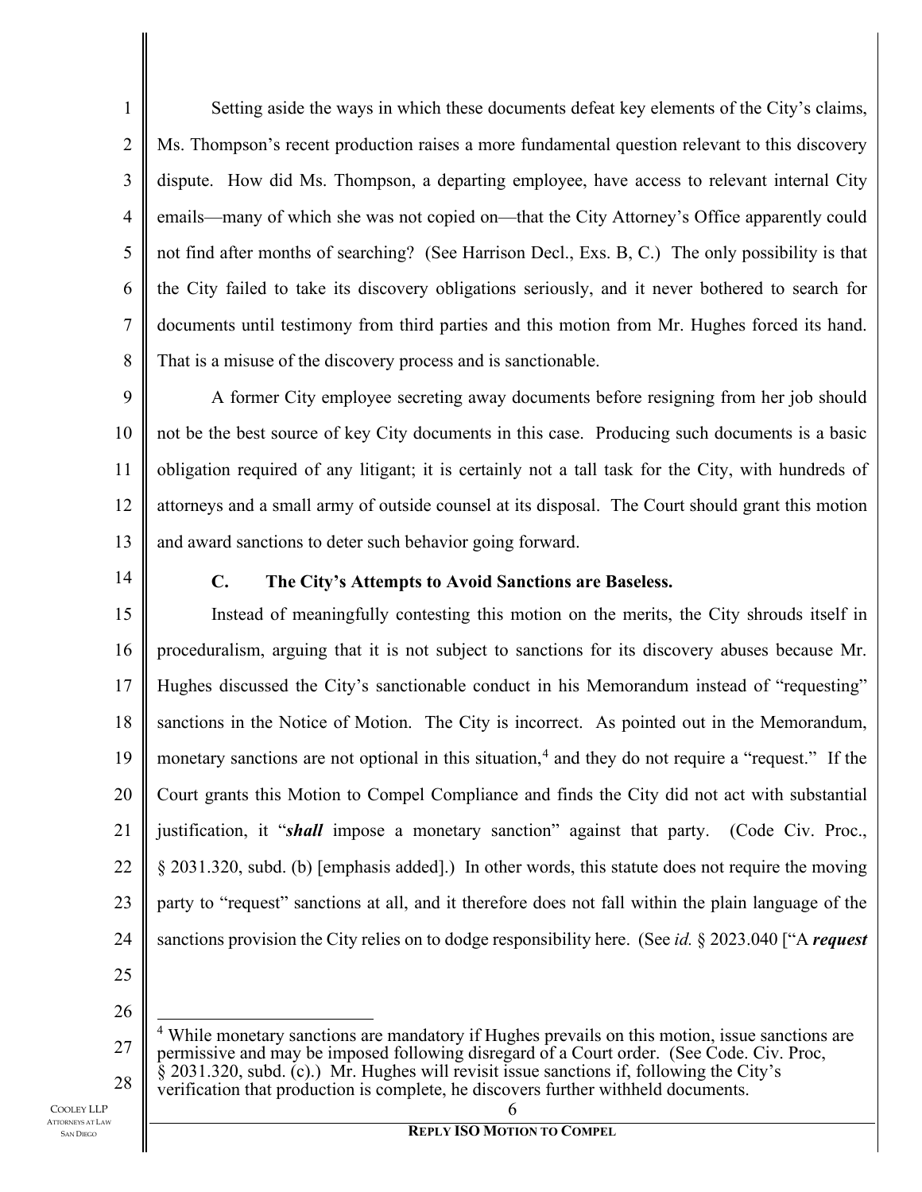Setting aside the ways in which these documents defeat key elements of the City's claims, Ms. Thompson's recent production raises a more fundamental question relevant to this discovery dispute. How did Ms. Thompson, a departing employee, have access to relevant internal City emails—many of which she was not copied on—that the City Attorney's Office apparently could not find after months of searching? (See Harrison Decl., Exs. B, C.) The only possibility is that the City failed to take its discovery obligations seriously, and it never bothered to search for documents until testimony from third parties and this motion from Mr. Hughes forced its hand. That is a misuse of the discovery process and is sanctionable.

A former City employee secreting away documents before resigning from her job should not be the best source of key City documents in this case. Producing such documents is a basic obligation required of any litigant; it is certainly not a tall task for the City, with hundreds of attorneys and a small army of outside counsel at its disposal. The Court should grant this motion and award sanctions to deter such behavior going forward.

### C. The City's Attempts to Avoid Sanctions are Baseless.

Instead of meaningfully contesting this motion on the merits, the City shrouds itself in proceduralism, arguing that it is not subject to sanctions for its discovery abuses because Mr. Hughes discussed the City's sanctionable conduct in his Memorandum instead of "requesting" sanctions in the Notice of Motion. The City is incorrect. As pointed out in the Memorandum, monetary sanctions are not optional in this situation,[4] and they do not require a "request." If the Court grants this Motion to Compel Compliance and finds the City did not act with substantial justification, it "***shall*** impose a monetary sanction" against that party. (Code Civ. Proc., § 2031.320, subd. (b) [emphasis added].) In other words, this statute does not require the moving party to "request" sanctions at all, and it therefore does not fall within the plain language of the sanctions provision the City relies on to dodge responsibility here. (See *id.* § 2023.040 ["A ***request***

---

[4] While monetary sanctions are mandatory if Hughes prevails on this motion, issue sanctions are permissive and may be imposed following disregard of a Court order. (See Code. Civ. Proc, § 2031.320, subd. (c).) Mr. Hughes will revisit issue sanctions if, following the City's verification that production is complete, he discovers further withheld documents.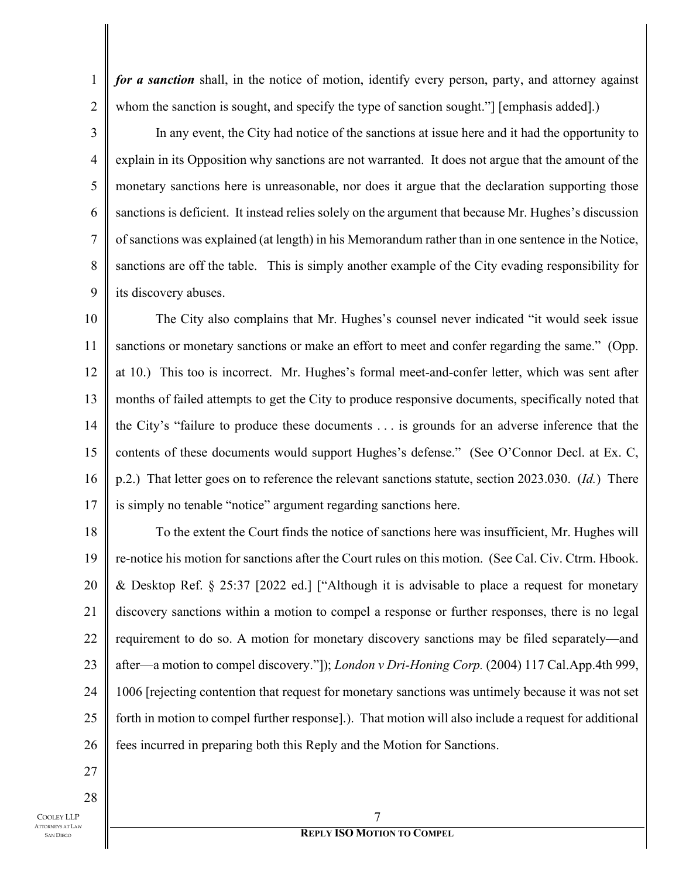***for a sanction*** shall, in the notice of motion, identify every person, party, and attorney against whom the sanction is sought, and specify the type of sanction sought."] [emphasis added].)

In any event, the City had notice of the sanctions at issue here and it had the opportunity to explain in its Opposition why sanctions are not warranted. It does not argue that the amount of the monetary sanctions here is unreasonable, nor does it argue that the declaration supporting those sanctions is deficient. It instead relies solely on the argument that because Mr. Hughes's discussion of sanctions was explained (at length) in his Memorandum rather than in one sentence in the Notice, sanctions are off the table. This is simply another example of the City evading responsibility for its discovery abuses.

The City also complains that Mr. Hughes's counsel never indicated "it would seek issue sanctions or monetary sanctions or make an effort to meet and confer regarding the same." (Opp. at 10.) This too is incorrect. Mr. Hughes's formal meet-and-confer letter, which was sent after months of failed attempts to get the City to produce responsive documents, specifically noted that the City's "failure to produce these documents . . . is grounds for an adverse inference that the contents of these documents would support Hughes's defense." (See O'Connor Decl. at Ex. C, p.2.) That letter goes on to reference the relevant sanctions statute, section 2023.030. (*Id.*) There is simply no tenable "notice" argument regarding sanctions here.

To the extent the Court finds the notice of sanctions here was insufficient, Mr. Hughes will re-notice his motion for sanctions after the Court rules on this motion. (See Cal. Civ. Ctrm. Hbook. & Desktop Ref. § 25:37 [2022 ed.] ["Although it is advisable to place a request for monetary discovery sanctions within a motion to compel a response or further responses, there is no legal requirement to do so. A motion for monetary discovery sanctions may be filed separately—and after—a motion to compel discovery."]); *London v Dri-Honing Corp.* (2004) 117 Cal.App.4th 999, 1006 [rejecting contention that request for monetary sanctions was untimely because it was not set forth in motion to compel further response].). That motion will also include a request for additional fees incurred in preparing both this Reply and the Motion for Sanctions.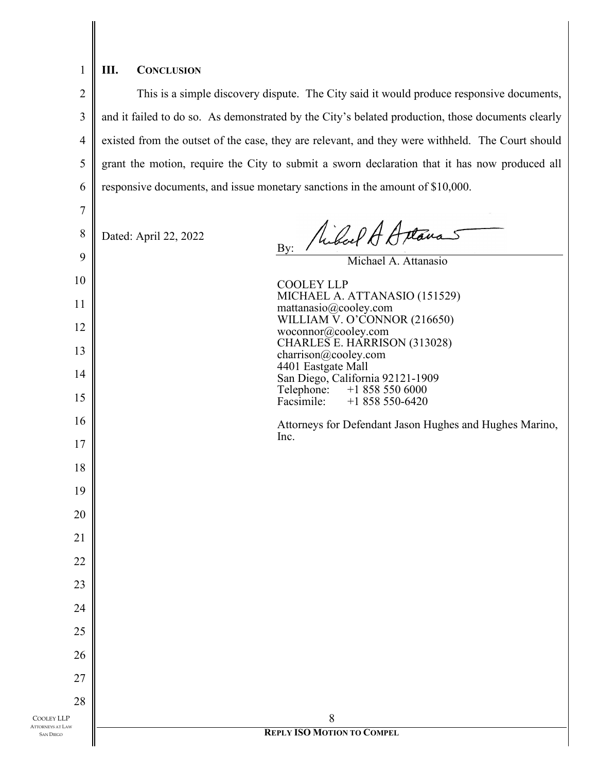## III. CONCLUSION

This is a simple discovery dispute. The City said it would produce responsive documents, and it failed to do so. As demonstrated by the City's belated production, those documents clearly existed from the outset of the case, they are relevant, and they were withheld. The Court should grant the motion, require the City to submit a sworn declaration that it has now produced all responsive documents, and issue monetary sanctions in the amount of $10,000.

Dated: April 22, 2022

By: /s/ Michael A. Attanasio
Michael A. Attanasio

COOLEY LLP
MICHAEL A. ATTANASIO (151529)
mattanasio@cooley.com
WILLIAM V. O'CONNOR (216650)
woconnor@cooley.com
CHARLES E. HARRISON (313028)
charrison@cooley.com
4401 Eastgate Mall
San Diego, California 92121-1909
Telephone: +1 858 550 6000
Facsimile: +1 858 550-6420

Attorneys for Defendant Jason Hughes and Hughes Marino, Inc.